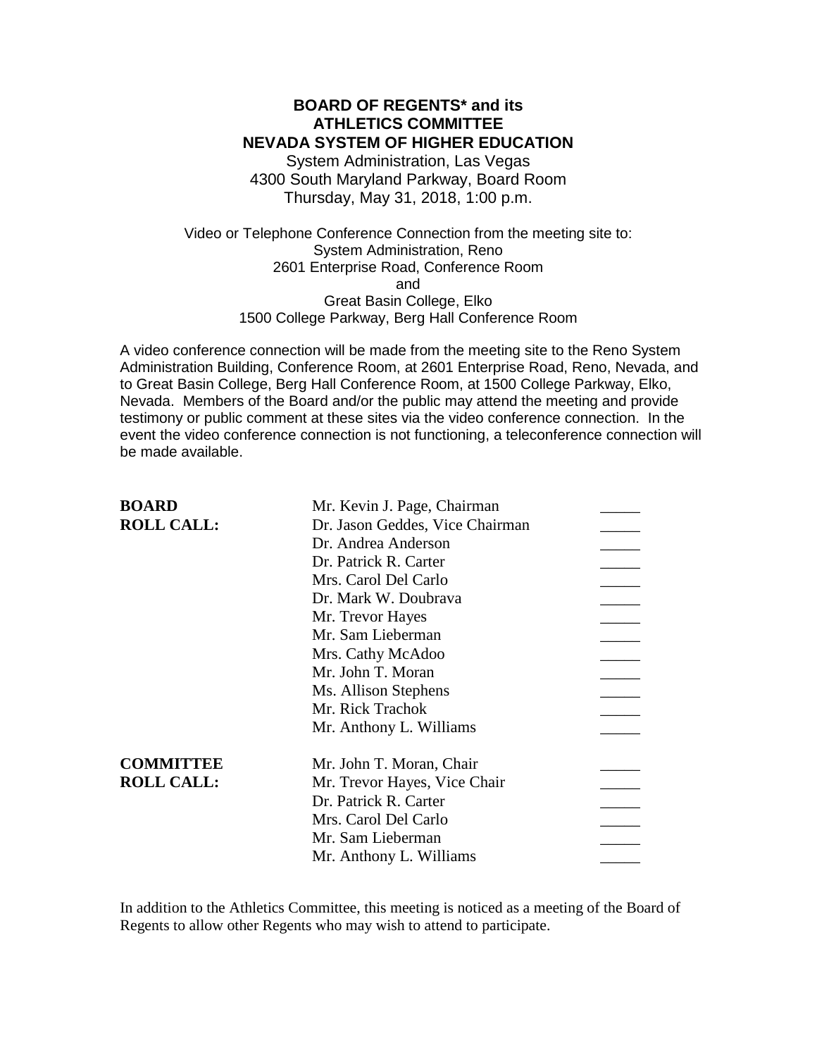# BOARD OF REGENTS* and its ATHLETICS COMMITTEE NEVADA SYSTEM OF HIGHER EDUCATION

System Administration, Las Vegas
4300 South Maryland Parkway, Board Room
Thursday, May 31, 2018, 1:00 p.m.

Video or Telephone Conference Connection from the meeting site to:
System Administration, Reno
2601 Enterprise Road, Conference Room
and
Great Basin College, Elko
1500 College Parkway, Berg Hall Conference Room

A video conference connection will be made from the meeting site to the Reno System Administration Building, Conference Room, at 2601 Enterprise Road, Reno, Nevada, and to Great Basin College, Berg Hall Conference Room, at 1500 College Parkway, Elko, Nevada. Members of the Board and/or the public may attend the meeting and provide testimony or public comment at these sites via the video conference connection. In the event the video conference connection is not functioning, a teleconference connection will be made available.

| | | |
|---|---|---|
| **BOARD ROLL CALL:** | Mr. Kevin J. Page, Chairman | _____ |
| | Dr. Jason Geddes, Vice Chairman | _____ |
| | Dr. Andrea Anderson | _____ |
| | Dr. Patrick R. Carter | _____ |
| | Mrs. Carol Del Carlo | _____ |
| | Dr. Mark W. Doubrava | _____ |
| | Mr. Trevor Hayes | _____ |
| | Mr. Sam Lieberman | _____ |
| | Mrs. Cathy McAdoo | _____ |
| | Mr. John T. Moran | _____ |
| | Ms. Allison Stephens | _____ |
| | Mr. Rick Trachok | _____ |
| | Mr. Anthony L. Williams | _____ |
| **COMMITTEE ROLL CALL:** | Mr. John T. Moran, Chair | _____ |
| | Mr. Trevor Hayes, Vice Chair | _____ |
| | Dr. Patrick R. Carter | _____ |
| | Mrs. Carol Del Carlo | _____ |
| | Mr. Sam Lieberman | _____ |
| | Mr. Anthony L. Williams | _____ |

In addition to the Athletics Committee, this meeting is noticed as a meeting of the Board of Regents to allow other Regents who may wish to attend to participate.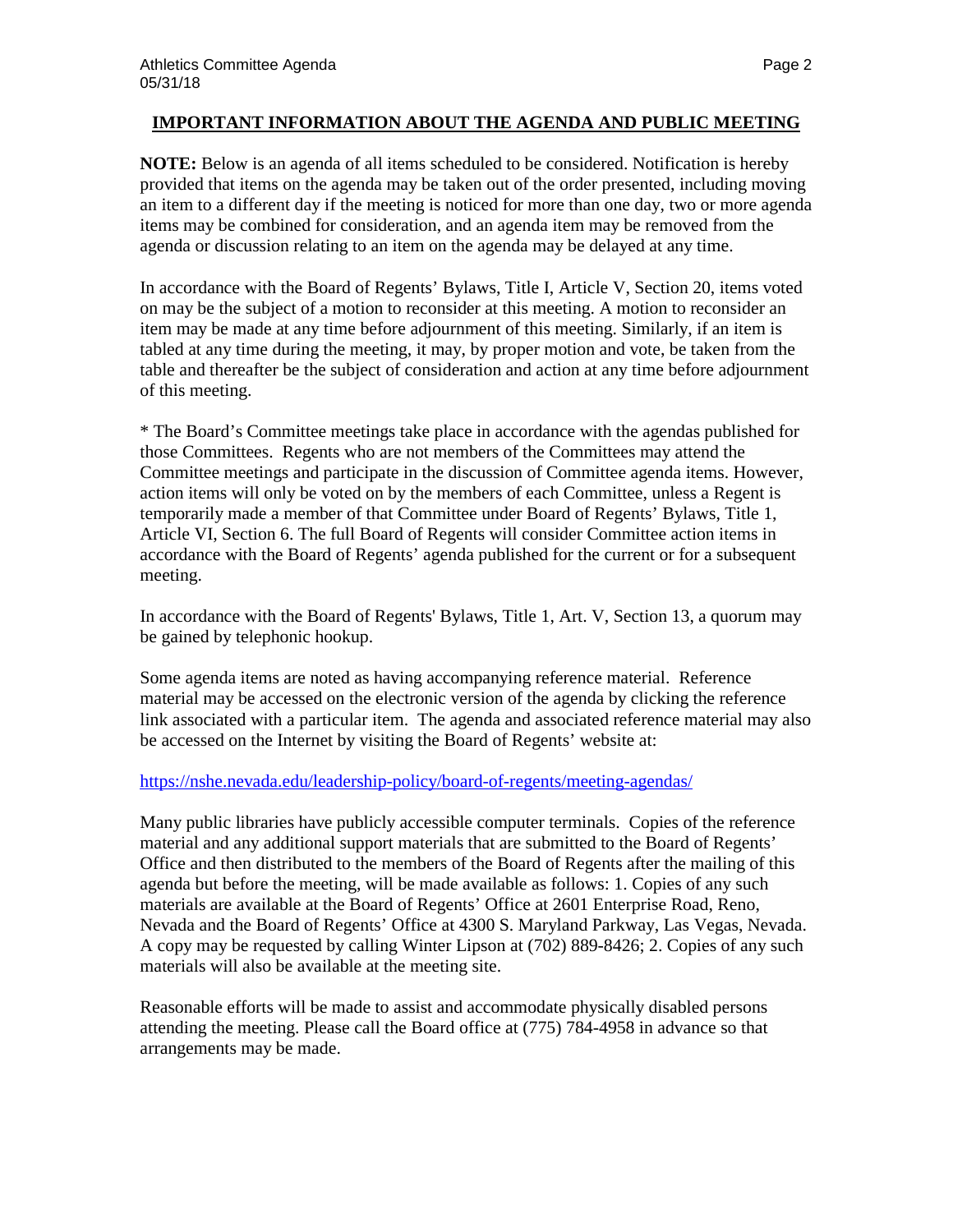## IMPORTANT INFORMATION ABOUT THE AGENDA AND PUBLIC MEETING

**NOTE:** Below is an agenda of all items scheduled to be considered. Notification is hereby provided that items on the agenda may be taken out of the order presented, including moving an item to a different day if the meeting is noticed for more than one day, two or more agenda items may be combined for consideration, and an agenda item may be removed from the agenda or discussion relating to an item on the agenda may be delayed at any time.

In accordance with the Board of Regents' Bylaws, Title I, Article V, Section 20, items voted on may be the subject of a motion to reconsider at this meeting. A motion to reconsider an item may be made at any time before adjournment of this meeting. Similarly, if an item is tabled at any time during the meeting, it may, by proper motion and vote, be taken from the table and thereafter be the subject of consideration and action at any time before adjournment of this meeting.

* The Board's Committee meetings take place in accordance with the agendas published for those Committees. Regents who are not members of the Committees may attend the Committee meetings and participate in the discussion of Committee agenda items. However, action items will only be voted on by the members of each Committee, unless a Regent is temporarily made a member of that Committee under Board of Regents' Bylaws, Title 1, Article VI, Section 6. The full Board of Regents will consider Committee action items in accordance with the Board of Regents' agenda published for the current or for a subsequent meeting.

In accordance with the Board of Regents' Bylaws, Title 1, Art. V, Section 13, a quorum may be gained by telephonic hookup.

Some agenda items are noted as having accompanying reference material. Reference material may be accessed on the electronic version of the agenda by clicking the reference link associated with a particular item. The agenda and associated reference material may also be accessed on the Internet by visiting the Board of Regents' website at:

https://nshe.nevada.edu/leadership-policy/board-of-regents/meeting-agendas/

Many public libraries have publicly accessible computer terminals. Copies of the reference material and any additional support materials that are submitted to the Board of Regents' Office and then distributed to the members of the Board of Regents after the mailing of this agenda but before the meeting, will be made available as follows: 1. Copies of any such materials are available at the Board of Regents' Office at 2601 Enterprise Road, Reno, Nevada and the Board of Regents' Office at 4300 S. Maryland Parkway, Las Vegas, Nevada. A copy may be requested by calling Winter Lipson at (702) 889-8426; 2. Copies of any such materials will also be available at the meeting site.

Reasonable efforts will be made to assist and accommodate physically disabled persons attending the meeting. Please call the Board office at (775) 784-4958 in advance so that arrangements may be made.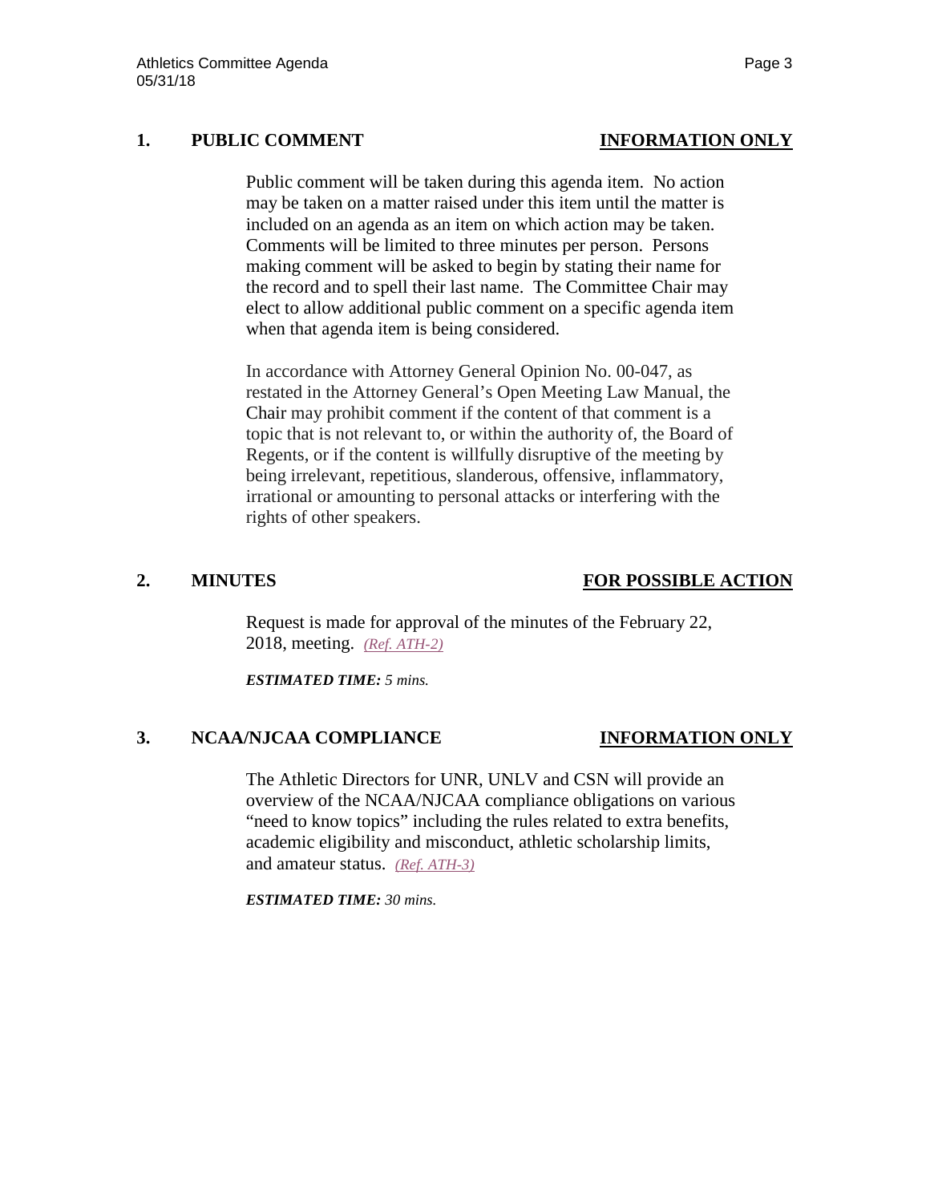## 1. PUBLIC COMMENT — INFORMATION ONLY

Public comment will be taken during this agenda item. No action may be taken on a matter raised under this item until the matter is included on an agenda as an item on which action may be taken. Comments will be limited to three minutes per person. Persons making comment will be asked to begin by stating their name for the record and to spell their last name. The Committee Chair may elect to allow additional public comment on a specific agenda item when that agenda item is being considered.

In accordance with Attorney General Opinion No. 00-047, as restated in the Attorney General's Open Meeting Law Manual, the Chair may prohibit comment if the content of that comment is a topic that is not relevant to, or within the authority of, the Board of Regents, or if the content is willfully disruptive of the meeting by being irrelevant, repetitious, slanderous, offensive, inflammatory, irrational or amounting to personal attacks or interfering with the rights of other speakers.

## 2. MINUTES — FOR POSSIBLE ACTION

Request is made for approval of the minutes of the February 22, 2018, meeting. *(Ref. ATH-2)*

***ESTIMATED TIME:*** *5 mins.*

## 3. NCAA/NJCAA COMPLIANCE — INFORMATION ONLY

The Athletic Directors for UNR, UNLV and CSN will provide an overview of the NCAA/NJCAA compliance obligations on various "need to know topics" including the rules related to extra benefits, academic eligibility and misconduct, athletic scholarship limits, and amateur status. *(Ref. ATH-3)*

***ESTIMATED TIME:*** *30 mins.*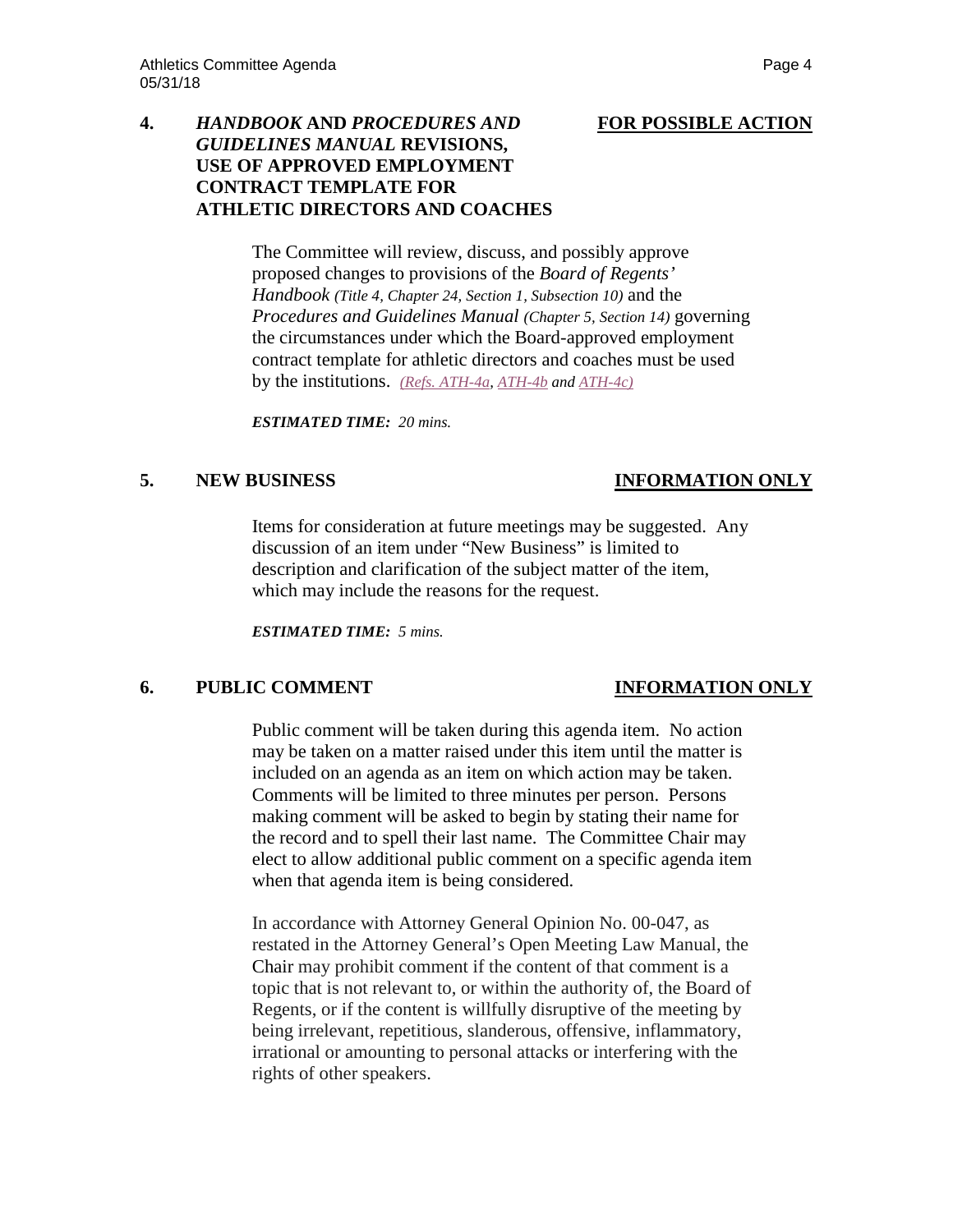**4. *HANDBOOK* AND *PROCEDURES AND GUIDELINES MANUAL* REVISIONS, USE OF APPROVED EMPLOYMENT CONTRACT TEMPLATE FOR ATHLETIC DIRECTORS AND COACHES** — **FOR POSSIBLE ACTION**

The Committee will review, discuss, and possibly approve proposed changes to provisions of the *Board of Regents' Handbook (Title 4, Chapter 24, Section 1, Subsection 10)* and the *Procedures and Guidelines Manual (Chapter 5, Section 14)* governing the circumstances under which the Board-approved employment contract template for athletic directors and coaches must be used by the institutions. *(Refs. ATH-4a, ATH-4b and ATH-4c)*

***ESTIMATED TIME:** 20 mins.*

**5. NEW BUSINESS** — **INFORMATION ONLY**

Items for consideration at future meetings may be suggested. Any discussion of an item under "New Business" is limited to description and clarification of the subject matter of the item, which may include the reasons for the request.

***ESTIMATED TIME:** 5 mins.*

**6. PUBLIC COMMENT** — **INFORMATION ONLY**

Public comment will be taken during this agenda item. No action may be taken on a matter raised under this item until the matter is included on an agenda as an item on which action may be taken. Comments will be limited to three minutes per person. Persons making comment will be asked to begin by stating their name for the record and to spell their last name. The Committee Chair may elect to allow additional public comment on a specific agenda item when that agenda item is being considered.

In accordance with Attorney General Opinion No. 00-047, as restated in the Attorney General's Open Meeting Law Manual, the Chair may prohibit comment if the content of that comment is a topic that is not relevant to, or within the authority of, the Board of Regents, or if the content is willfully disruptive of the meeting by being irrelevant, repetitious, slanderous, offensive, inflammatory, irrational or amounting to personal attacks or interfering with the rights of other speakers.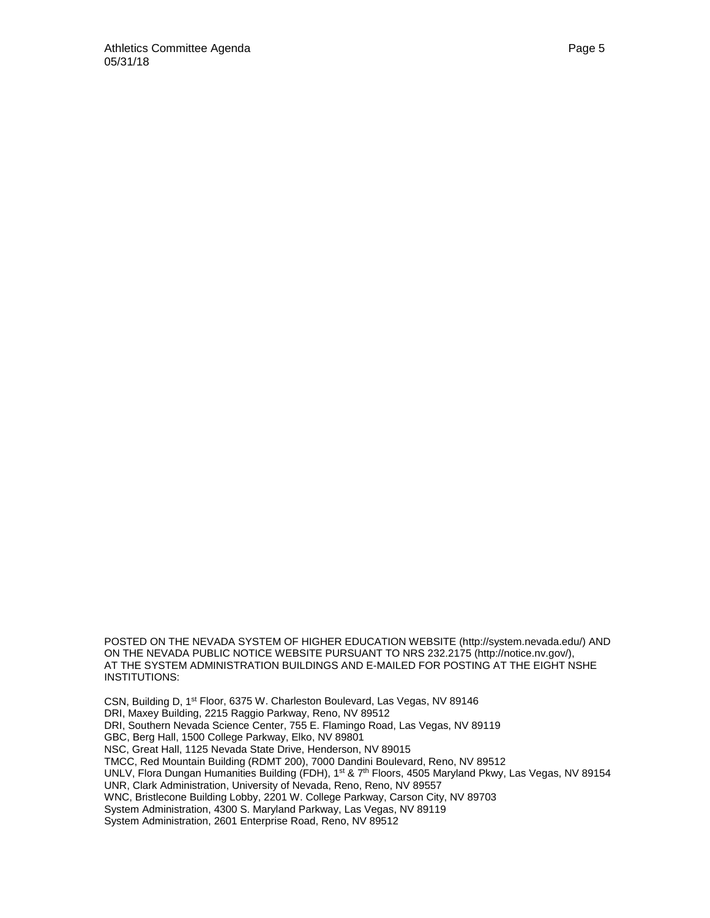POSTED ON THE NEVADA SYSTEM OF HIGHER EDUCATION WEBSITE (http://system.nevada.edu/) AND ON THE NEVADA PUBLIC NOTICE WEBSITE PURSUANT TO NRS 232.2175 (http://notice.nv.gov/), AT THE SYSTEM ADMINISTRATION BUILDINGS AND E-MAILED FOR POSTING AT THE EIGHT NSHE INSTITUTIONS:

CSN, Building D, 1st Floor, 6375 W. Charleston Boulevard, Las Vegas, NV 89146
DRI, Maxey Building, 2215 Raggio Parkway, Reno, NV 89512
DRI, Southern Nevada Science Center, 755 E. Flamingo Road, Las Vegas, NV 89119
GBC, Berg Hall, 1500 College Parkway, Elko, NV 89801
NSC, Great Hall, 1125 Nevada State Drive, Henderson, NV 89015
TMCC, Red Mountain Building (RDMT 200), 7000 Dandini Boulevard, Reno, NV 89512
UNLV, Flora Dungan Humanities Building (FDH), 1st & 7th Floors, 4505 Maryland Pkwy, Las Vegas, NV 89154
UNR, Clark Administration, University of Nevada, Reno, Reno, NV 89557
WNC, Bristlecone Building Lobby, 2201 W. College Parkway, Carson City, NV 89703
System Administration, 4300 S. Maryland Parkway, Las Vegas, NV 89119
System Administration, 2601 Enterprise Road, Reno, NV 89512